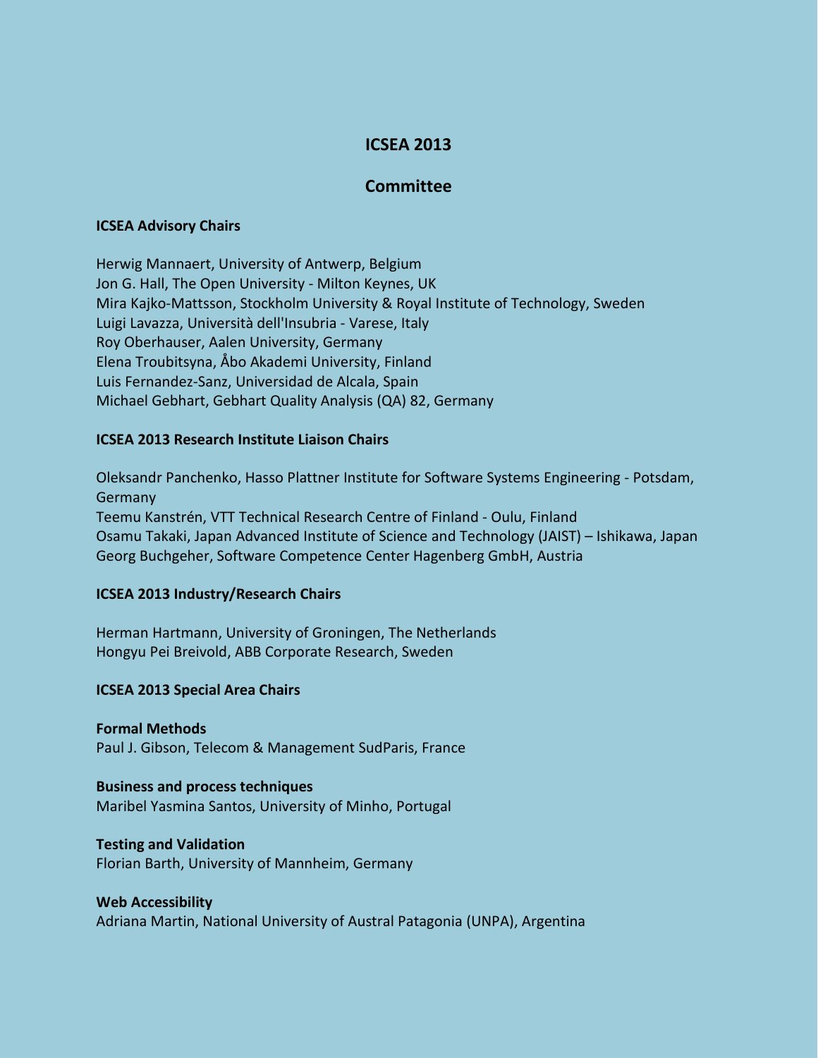# ICSEA 2013

## Committee

### ICSEA Advisory Chairs

Herwig Mannaert, University of Antwerp, Belgium
Jon G. Hall, The Open University - Milton Keynes, UK
Mira Kajko-Mattsson, Stockholm University & Royal Institute of Technology, Sweden
Luigi Lavazza, Università dell'Insubria - Varese, Italy
Roy Oberhauser, Aalen University, Germany
Elena Troubitsyna, Åbo Akademi University, Finland
Luis Fernandez-Sanz, Universidad de Alcala, Spain
Michael Gebhart, Gebhart Quality Analysis (QA) 82, Germany

### ICSEA 2013 Research Institute Liaison Chairs

Oleksandr Panchenko, Hasso Plattner Institute for Software Systems Engineering - Potsdam, Germany
Teemu Kanstrén, VTT Technical Research Centre of Finland - Oulu, Finland
Osamu Takaki, Japan Advanced Institute of Science and Technology (JAIST) – Ishikawa, Japan
Georg Buchgeher, Software Competence Center Hagenberg GmbH, Austria

### ICSEA 2013 Industry/Research Chairs

Herman Hartmann, University of Groningen, The Netherlands
Hongyu Pei Breivold, ABB Corporate Research, Sweden

### ICSEA 2013 Special Area Chairs

**Formal Methods**
Paul J. Gibson, Telecom & Management SudParis, France

**Business and process techniques**
Maribel Yasmina Santos, University of Minho, Portugal

**Testing and Validation**
Florian Barth, University of Mannheim, Germany

**Web Accessibility**
Adriana Martin, National University of Austral Patagonia (UNPA), Argentina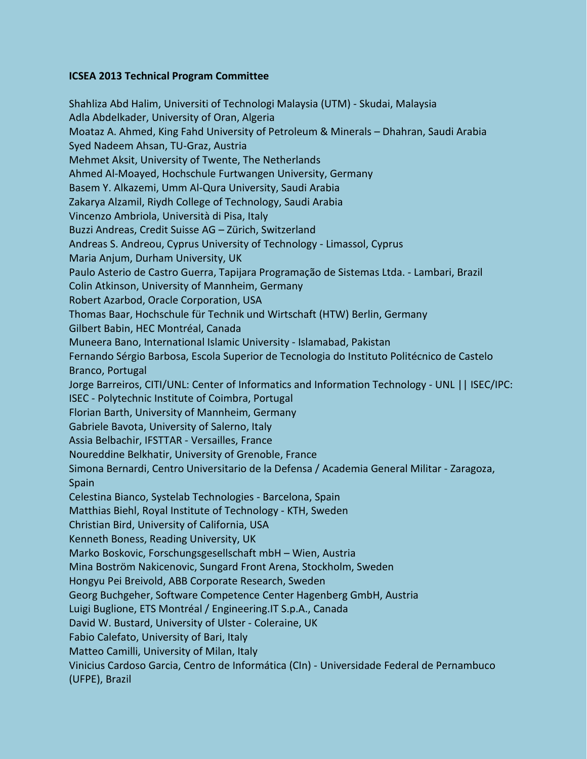**ICSEA 2013 Technical Program Committee**

Shahliza Abd Halim, Universiti of Technologi Malaysia (UTM) - Skudai, Malaysia
Adla Abdelkader, University of Oran, Algeria
Moataz A. Ahmed, King Fahd University of Petroleum & Minerals – Dhahran, Saudi Arabia
Syed Nadeem Ahsan, TU-Graz, Austria
Mehmet Aksit, University of Twente, The Netherlands
Ahmed Al-Moayed, Hochschule Furtwangen University, Germany
Basem Y. Alkazemi, Umm Al-Qura University, Saudi Arabia
Zakarya Alzamil, Riydh College of Technology, Saudi Arabia
Vincenzo Ambriola, Università di Pisa, Italy
Buzzi Andreas, Credit Suisse AG – Zürich, Switzerland
Andreas S. Andreou, Cyprus University of Technology - Limassol, Cyprus
Maria Anjum, Durham University, UK
Paulo Asterio de Castro Guerra, Tapijara Programação de Sistemas Ltda. - Lambari, Brazil
Colin Atkinson, University of Mannheim, Germany
Robert Azarbod, Oracle Corporation, USA
Thomas Baar, Hochschule für Technik und Wirtschaft (HTW) Berlin, Germany
Gilbert Babin, HEC Montréal, Canada
Muneera Bano, International Islamic University - Islamabad, Pakistan
Fernando Sérgio Barbosa, Escola Superior de Tecnologia do Instituto Politécnico de Castelo Branco, Portugal
Jorge Barreiros, CITI/UNL: Center of Informatics and Information Technology - UNL || ISEC/IPC: ISEC - Polytechnic Institute of Coimbra, Portugal
Florian Barth, University of Mannheim, Germany
Gabriele Bavota, University of Salerno, Italy
Assia Belbachir, IFSTTAR - Versailles, France
Noureddine Belkhatir, University of Grenoble, France
Simona Bernardi, Centro Universitario de la Defensa / Academia General Militar - Zaragoza, Spain
Celestina Bianco, Systelab Technologies - Barcelona, Spain
Matthias Biehl, Royal Institute of Technology - KTH, Sweden
Christian Bird, University of California, USA
Kenneth Boness, Reading University, UK
Marko Boskovic, Forschungsgesellschaft mbH – Wien, Austria
Mina Boström Nakicenovic, Sungard Front Arena, Stockholm, Sweden
Hongyu Pei Breivold, ABB Corporate Research, Sweden
Georg Buchgeher, Software Competence Center Hagenberg GmbH, Austria
Luigi Buglione, ETS Montréal / Engineering.IT S.p.A., Canada
David W. Bustard, University of Ulster - Coleraine, UK
Fabio Calefato, University of Bari, Italy
Matteo Camilli, University of Milan, Italy
Vinicius Cardoso Garcia, Centro de Informática (CIn) - Universidade Federal de Pernambuco (UFPE), Brazil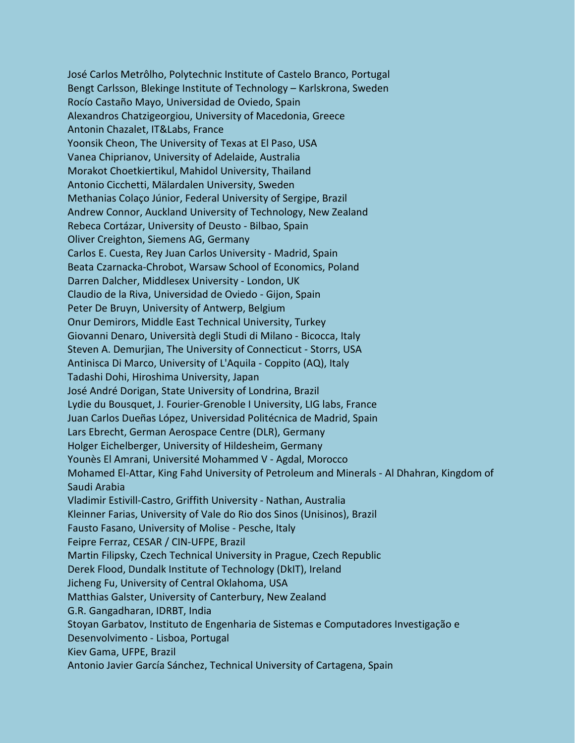José Carlos Metrôlho, Polytechnic Institute of Castelo Branco, Portugal
Bengt Carlsson, Blekinge Institute of Technology – Karlskrona, Sweden
Rocío Castaño Mayo, Universidad de Oviedo, Spain
Alexandros Chatzigeorgiou, University of Macedonia, Greece
Antonin Chazalet, IT&Labs, France
Yoonsik Cheon, The University of Texas at El Paso, USA
Vanea Chiprianov, University of Adelaide, Australia
Morakot Choetkiertikul, Mahidol University, Thailand
Antonio Cicchetti, Mälardalen University, Sweden
Methanias Colaço Júnior, Federal University of Sergipe, Brazil
Andrew Connor, Auckland University of Technology, New Zealand
Rebeca Cortázar, University of Deusto - Bilbao, Spain
Oliver Creighton, Siemens AG, Germany
Carlos E. Cuesta, Rey Juan Carlos University - Madrid, Spain
Beata Czarnacka-Chrobot, Warsaw School of Economics, Poland
Darren Dalcher, Middlesex University - London, UK
Claudio de la Riva, Universidad de Oviedo - Gijon, Spain
Peter De Bruyn, University of Antwerp, Belgium
Onur Demirors, Middle East Technical University, Turkey
Giovanni Denaro, Università degli Studi di Milano - Bicocca, Italy
Steven A. Demurjian, The University of Connecticut - Storrs, USA
Antinisca Di Marco, University of L'Aquila - Coppito (AQ), Italy
Tadashi Dohi, Hiroshima University, Japan
José André Dorigan, State University of Londrina, Brazil
Lydie du Bousquet, J. Fourier-Grenoble I University, LIG labs, France
Juan Carlos Dueñas López, Universidad Politécnica de Madrid, Spain
Lars Ebrecht, German Aerospace Centre (DLR), Germany
Holger Eichelberger, University of Hildesheim, Germany
Younès El Amrani, Université Mohammed V - Agdal, Morocco
Mohamed El-Attar, King Fahd University of Petroleum and Minerals - Al Dhahran, Kingdom of Saudi Arabia
Vladimir Estivill-Castro, Griffith University - Nathan, Australia
Kleinner Farias, University of Vale do Rio dos Sinos (Unisinos), Brazil
Fausto Fasano, University of Molise - Pesche, Italy
Feipre Ferraz, CESAR / CIN-UFPE, Brazil
Martin Filipsky, Czech Technical University in Prague, Czech Republic
Derek Flood, Dundalk Institute of Technology (DkIT), Ireland
Jicheng Fu, University of Central Oklahoma, USA
Matthias Galster, University of Canterbury, New Zealand
G.R. Gangadharan, IDRBT, India
Stoyan Garbatov, Instituto de Engenharia de Sistemas e Computadores Investigação e Desenvolvimento - Lisboa, Portugal
Kiev Gama, UFPE, Brazil
Antonio Javier García Sánchez, Technical University of Cartagena, Spain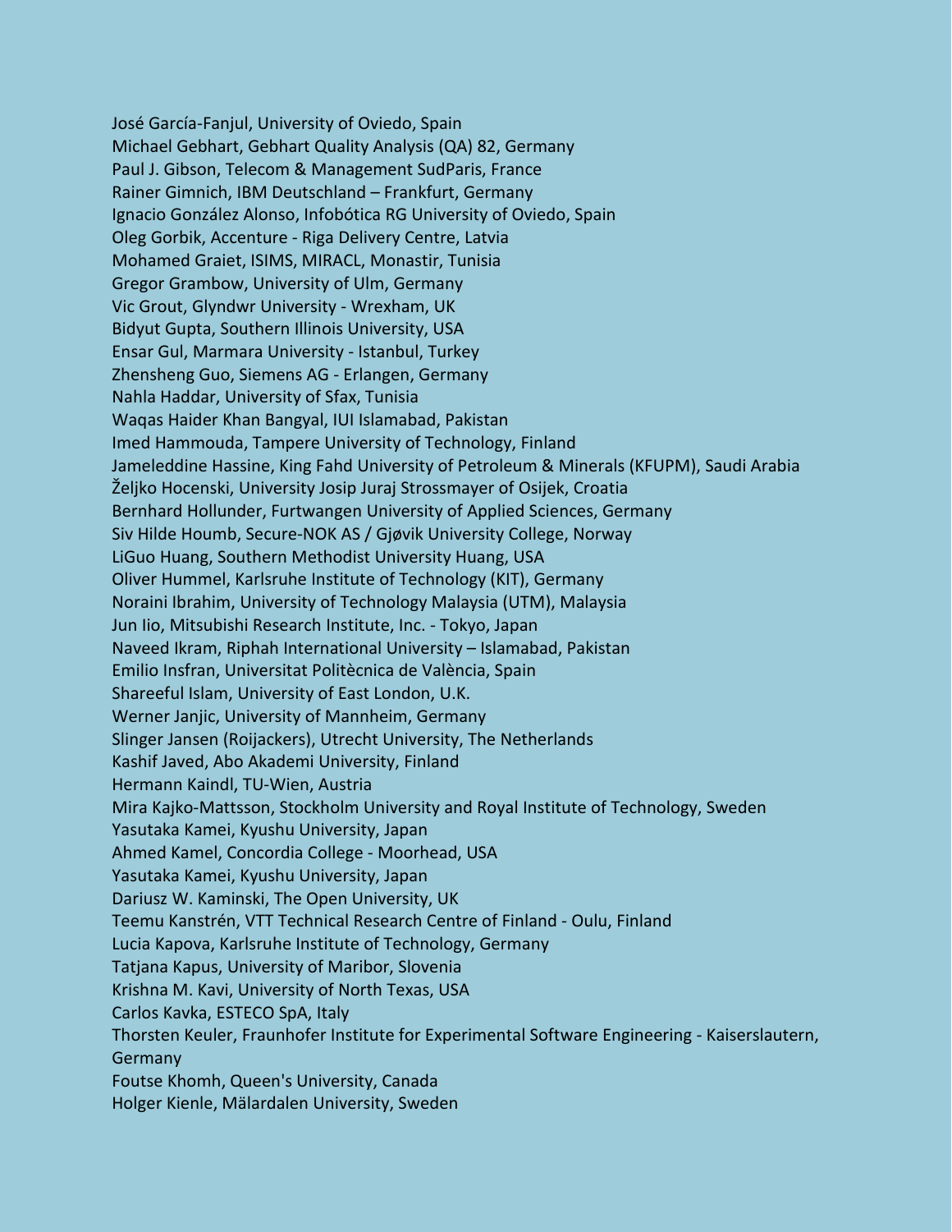José García-Fanjul, University of Oviedo, Spain
Michael Gebhart, Gebhart Quality Analysis (QA) 82, Germany
Paul J. Gibson, Telecom & Management SudParis, France
Rainer Gimnich, IBM Deutschland – Frankfurt, Germany
Ignacio González Alonso, Infobótica RG University of Oviedo, Spain
Oleg Gorbik, Accenture - Riga Delivery Centre, Latvia
Mohamed Graiet, ISIMS, MIRACL, Monastir, Tunisia
Gregor Grambow, University of Ulm, Germany
Vic Grout, Glyndwr University - Wrexham, UK
Bidyut Gupta, Southern Illinois University, USA
Ensar Gul, Marmara University - Istanbul, Turkey
Zhensheng Guo, Siemens AG - Erlangen, Germany
Nahla Haddar, University of Sfax, Tunisia
Waqas Haider Khan Bangyal, IUI Islamabad, Pakistan
Imed Hammouda, Tampere University of Technology, Finland
Jameleddine Hassine, King Fahd University of Petroleum & Minerals (KFUPM), Saudi Arabia
Željko Hocenski, University Josip Juraj Strossmayer of Osijek, Croatia
Bernhard Hollunder, Furtwangen University of Applied Sciences, Germany
Siv Hilde Houmb, Secure-NOK AS / Gjøvik University College, Norway
LiGuo Huang, Southern Methodist University Huang, USA
Oliver Hummel, Karlsruhe Institute of Technology (KIT), Germany
Noraini Ibrahim, University of Technology Malaysia (UTM), Malaysia
Jun Iio, Mitsubishi Research Institute, Inc. - Tokyo, Japan
Naveed Ikram, Riphah International University – Islamabad, Pakistan
Emilio Insfran, Universitat Politècnica de València, Spain
Shareeful Islam, University of East London, U.K.
Werner Janjic, University of Mannheim, Germany
Slinger Jansen (Roijackers), Utrecht University, The Netherlands
Kashif Javed, Abo Akademi University, Finland
Hermann Kaindl, TU-Wien, Austria
Mira Kajko-Mattsson, Stockholm University and Royal Institute of Technology, Sweden
Yasutaka Kamei, Kyushu University, Japan
Ahmed Kamel, Concordia College - Moorhead, USA
Yasutaka Kamei, Kyushu University, Japan
Dariusz W. Kaminski, The Open University, UK
Teemu Kanstrén, VTT Technical Research Centre of Finland - Oulu, Finland
Lucia Kapova, Karlsruhe Institute of Technology, Germany
Tatjana Kapus, University of Maribor, Slovenia
Krishna M. Kavi, University of North Texas, USA
Carlos Kavka, ESTECO SpA, Italy
Thorsten Keuler, Fraunhofer Institute for Experimental Software Engineering - Kaiserslautern, Germany
Foutse Khomh, Queen's University, Canada
Holger Kienle, Mälardalen University, Sweden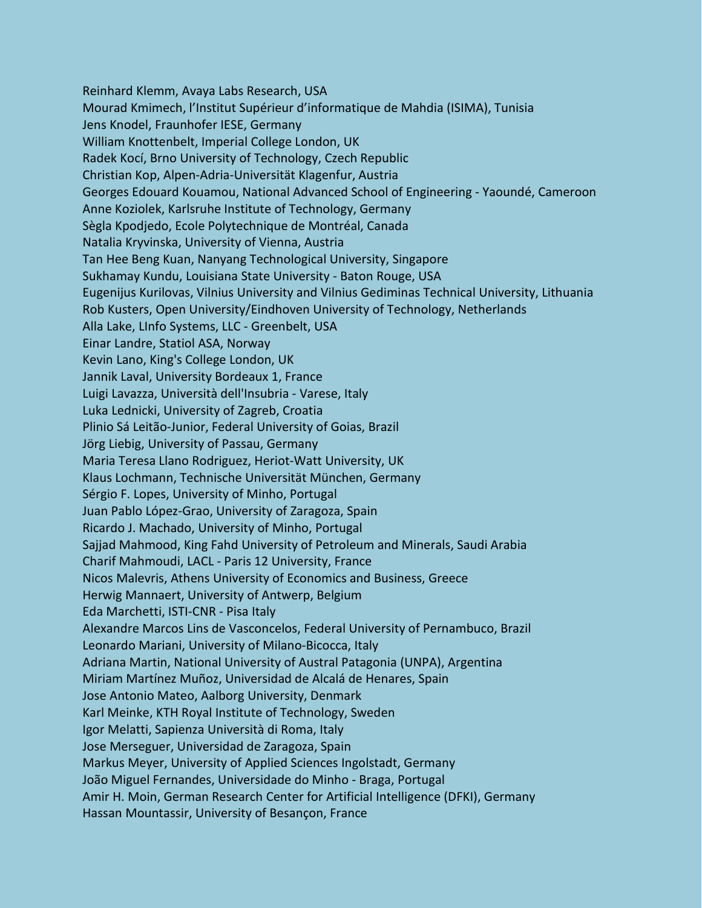Reinhard Klemm, Avaya Labs Research, USA
Mourad Kmimech, l'Institut Supérieur d'informatique de Mahdia (ISIMA), Tunisia
Jens Knodel, Fraunhofer IESE, Germany
William Knottenbelt, Imperial College London, UK
Radek Kocí, Brno University of Technology, Czech Republic
Christian Kop, Alpen-Adria-Universität Klagenfur, Austria
Georges Edouard Kouamou, National Advanced School of Engineering - Yaoundé, Cameroon
Anne Koziolek, Karlsruhe Institute of Technology, Germany
Sègla Kpodjedo, Ecole Polytechnique de Montréal, Canada
Natalia Kryvinska, University of Vienna, Austria
Tan Hee Beng Kuan, Nanyang Technological University, Singapore
Sukhamay Kundu, Louisiana State University - Baton Rouge, USA
Eugenijus Kurilovas, Vilnius University and Vilnius Gediminas Technical University, Lithuania
Rob Kusters, Open University/Eindhoven University of Technology, Netherlands
Alla Lake, LInfo Systems, LLC - Greenbelt, USA
Einar Landre, Statiol ASA, Norway
Kevin Lano, King's College London, UK
Jannik Laval, University Bordeaux 1, France
Luigi Lavazza, Università dell'Insubria - Varese, Italy
Luka Lednicki, University of Zagreb, Croatia
Plinio Sá Leitão-Junior, Federal University of Goias, Brazil
Jörg Liebig, University of Passau, Germany
Maria Teresa Llano Rodriguez, Heriot-Watt University, UK
Klaus Lochmann, Technische Universität München, Germany
Sérgio F. Lopes, University of Minho, Portugal
Juan Pablo López-Grao, University of Zaragoza, Spain
Ricardo J. Machado, University of Minho, Portugal
Sajjad Mahmood, King Fahd University of Petroleum and Minerals, Saudi Arabia
Charif Mahmoudi, LACL - Paris 12 University, France
Nicos Malevris, Athens University of Economics and Business, Greece
Herwig Mannaert, University of Antwerp, Belgium
Eda Marchetti, ISTI-CNR - Pisa Italy
Alexandre Marcos Lins de Vasconcelos, Federal University of Pernambuco, Brazil
Leonardo Mariani, University of Milano-Bicocca, Italy
Adriana Martin, National University of Austral Patagonia (UNPA), Argentina
Miriam Martínez Muñoz, Universidad de Alcalá de Henares, Spain
Jose Antonio Mateo, Aalborg University, Denmark
Karl Meinke, KTH Royal Institute of Technology, Sweden
Igor Melatti, Sapienza Università di Roma, Italy
Jose Merseguer, Universidad de Zaragoza, Spain
Markus Meyer, University of Applied Sciences Ingolstadt, Germany
João Miguel Fernandes, Universidade do Minho - Braga, Portugal
Amir H. Moin, German Research Center for Artificial Intelligence (DFKI), Germany
Hassan Mountassir, University of Besançon, France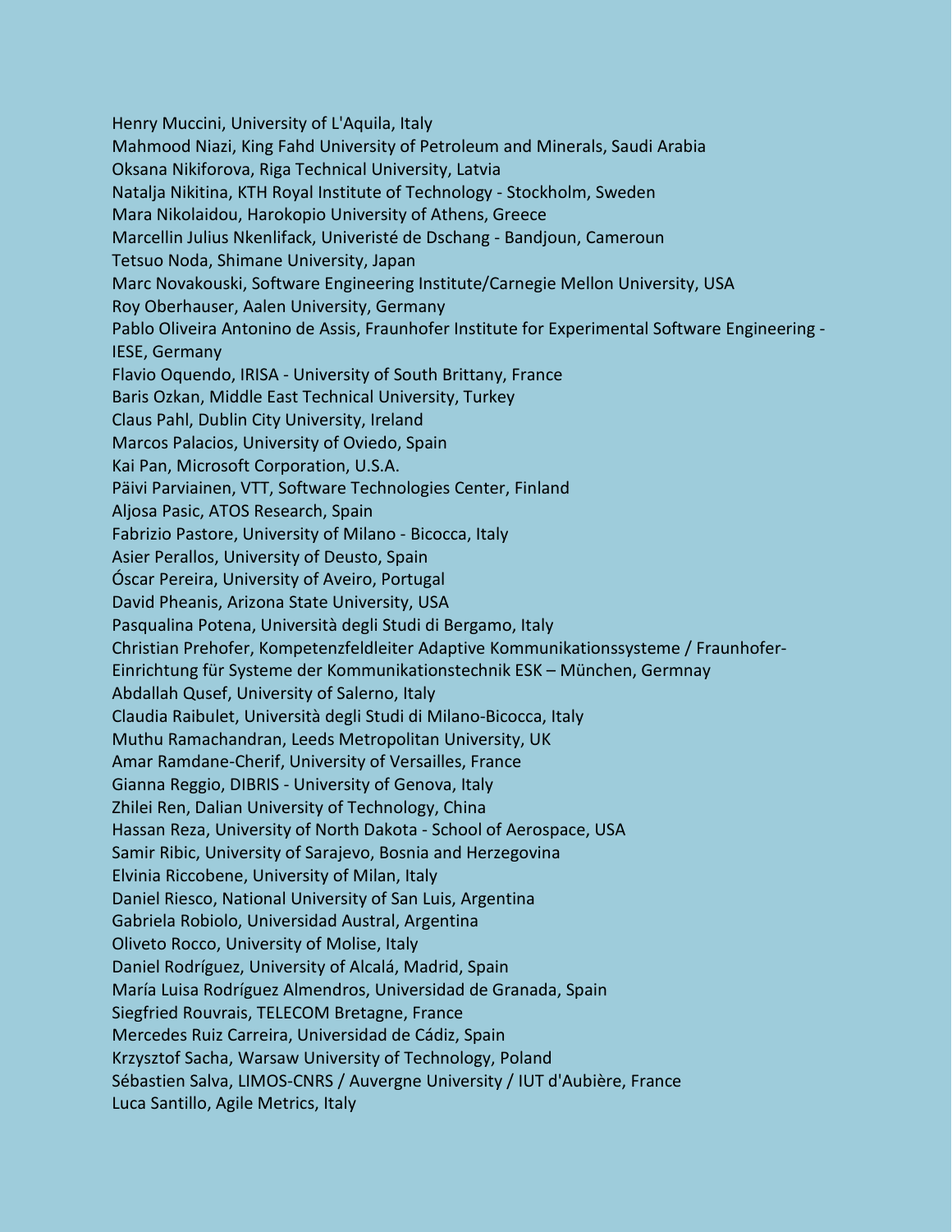Henry Muccini, University of L'Aquila, Italy
Mahmood Niazi, King Fahd University of Petroleum and Minerals, Saudi Arabia
Oksana Nikiforova, Riga Technical University, Latvia
Natalja Nikitina, KTH Royal Institute of Technology - Stockholm, Sweden
Mara Nikolaidou, Harokopio University of Athens, Greece
Marcellin Julius Nkenlifack, Univeristé de Dschang - Bandjoun, Cameroun
Tetsuo Noda, Shimane University, Japan
Marc Novakouski, Software Engineering Institute/Carnegie Mellon University, USA
Roy Oberhauser, Aalen University, Germany
Pablo Oliveira Antonino de Assis, Fraunhofer Institute for Experimental Software Engineering - IESE, Germany
Flavio Oquendo, IRISA - University of South Brittany, France
Baris Ozkan, Middle East Technical University, Turkey
Claus Pahl, Dublin City University, Ireland
Marcos Palacios, University of Oviedo, Spain
Kai Pan, Microsoft Corporation, U.S.A.
Päivi Parviainen, VTT, Software Technologies Center, Finland
Aljosa Pasic, ATOS Research, Spain
Fabrizio Pastore, University of Milano - Bicocca, Italy
Asier Perallos, University of Deusto, Spain
Óscar Pereira, University of Aveiro, Portugal
David Pheanis, Arizona State University, USA
Pasqualina Potena, Università degli Studi di Bergamo, Italy
Christian Prehofer, Kompetenzfeldleiter Adaptive Kommunikationssysteme / Fraunhofer-Einrichtung für Systeme der Kommunikationstechnik ESK – München, Germnay
Abdallah Qusef, University of Salerno, Italy
Claudia Raibulet, Università degli Studi di Milano-Bicocca, Italy
Muthu Ramachandran, Leeds Metropolitan University, UK
Amar Ramdane-Cherif, University of Versailles, France
Gianna Reggio, DIBRIS - University of Genova, Italy
Zhilei Ren, Dalian University of Technology, China
Hassan Reza, University of North Dakota - School of Aerospace, USA
Samir Ribic, University of Sarajevo, Bosnia and Herzegovina
Elvinia Riccobene, University of Milan, Italy
Daniel Riesco, National University of San Luis, Argentina
Gabriela Robiolo, Universidad Austral, Argentina
Oliveto Rocco, University of Molise, Italy
Daniel Rodríguez, University of Alcalá, Madrid, Spain
María Luisa Rodríguez Almendros, Universidad de Granada, Spain
Siegfried Rouvrais, TELECOM Bretagne, France
Mercedes Ruiz Carreira, Universidad de Cádiz, Spain
Krzysztof Sacha, Warsaw University of Technology, Poland
Sébastien Salva, LIMOS-CNRS / Auvergne University / IUT d'Aubière, France
Luca Santillo, Agile Metrics, Italy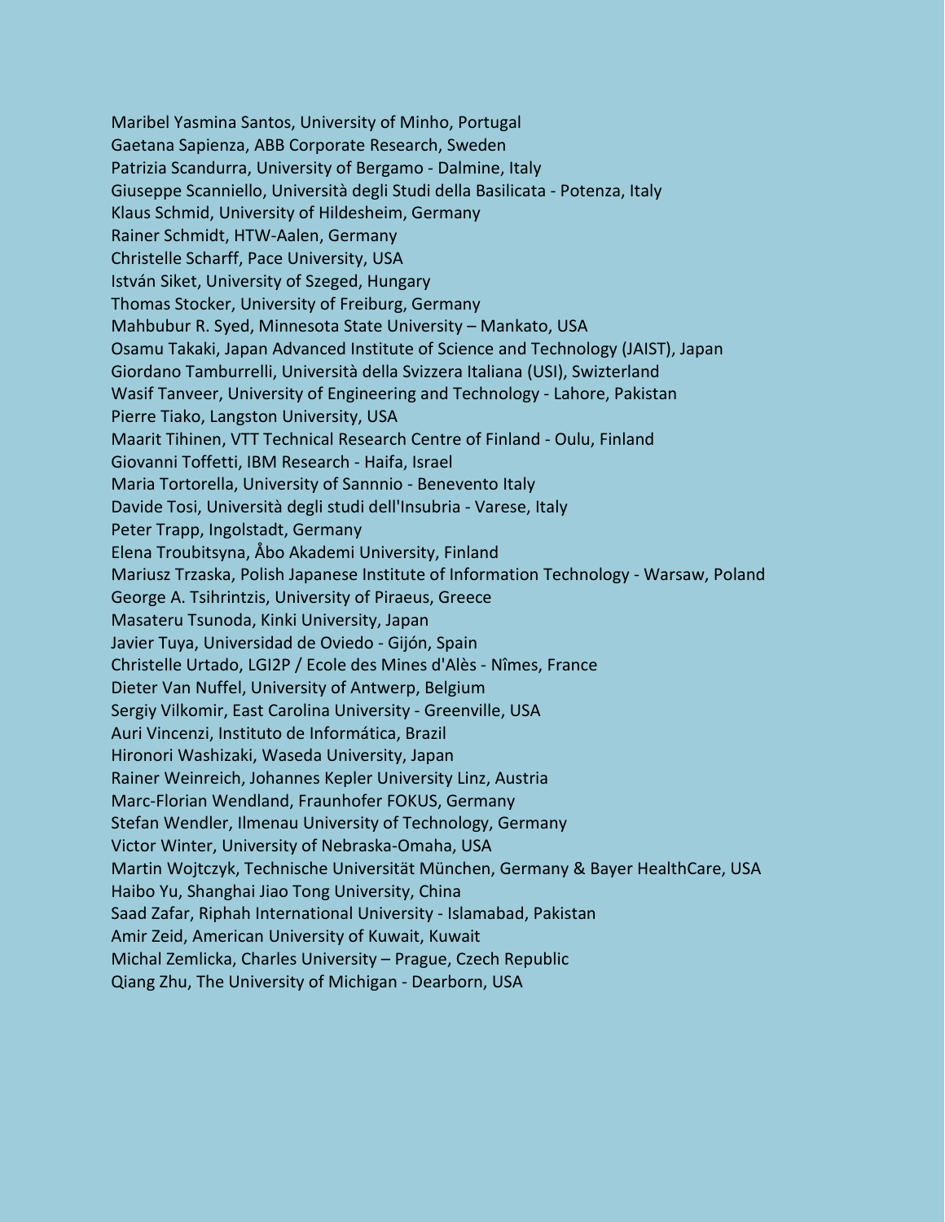Maribel Yasmina Santos, University of Minho, Portugal
Gaetana Sapienza, ABB Corporate Research, Sweden
Patrizia Scandurra, University of Bergamo - Dalmine, Italy
Giuseppe Scanniello, Università degli Studi della Basilicata - Potenza, Italy
Klaus Schmid, University of Hildesheim, Germany
Rainer Schmidt, HTW-Aalen, Germany
Christelle Scharff, Pace University, USA
István Siket, University of Szeged, Hungary
Thomas Stocker, University of Freiburg, Germany
Mahbubur R. Syed, Minnesota State University – Mankato, USA
Osamu Takaki, Japan Advanced Institute of Science and Technology (JAIST), Japan
Giordano Tamburrelli, Università della Svizzera Italiana (USI), Swizterland
Wasif Tanveer, University of Engineering and Technology - Lahore, Pakistan
Pierre Tiako, Langston University, USA
Maarit Tihinen, VTT Technical Research Centre of Finland - Oulu, Finland
Giovanni Toffetti, IBM Research - Haifa, Israel
Maria Tortorella, University of Sannnio - Benevento Italy
Davide Tosi, Università degli studi dell'Insubria - Varese, Italy
Peter Trapp, Ingolstadt, Germany
Elena Troubitsyna, Åbo Akademi University, Finland
Mariusz Trzaska, Polish Japanese Institute of Information Technology - Warsaw, Poland
George A. Tsihrintzis, University of Piraeus, Greece
Masateru Tsunoda, Kinki University, Japan
Javier Tuya, Universidad de Oviedo - Gijón, Spain
Christelle Urtado, LGI2P / Ecole des Mines d'Alès - Nîmes, France
Dieter Van Nuffel, University of Antwerp, Belgium
Sergiy Vilkomir, East Carolina University - Greenville, USA
Auri Vincenzi, Instituto de Informática, Brazil
Hironori Washizaki, Waseda University, Japan
Rainer Weinreich, Johannes Kepler University Linz, Austria
Marc-Florian Wendland, Fraunhofer FOKUS, Germany
Stefan Wendler, Ilmenau University of Technology, Germany
Victor Winter, University of Nebraska-Omaha, USA
Martin Wojtczyk, Technische Universität München, Germany & Bayer HealthCare, USA
Haibo Yu, Shanghai Jiao Tong University, China
Saad Zafar, Riphah International University - Islamabad, Pakistan
Amir Zeid, American University of Kuwait, Kuwait
Michal Zemlicka, Charles University – Prague, Czech Republic
Qiang Zhu, The University of Michigan - Dearborn, USA